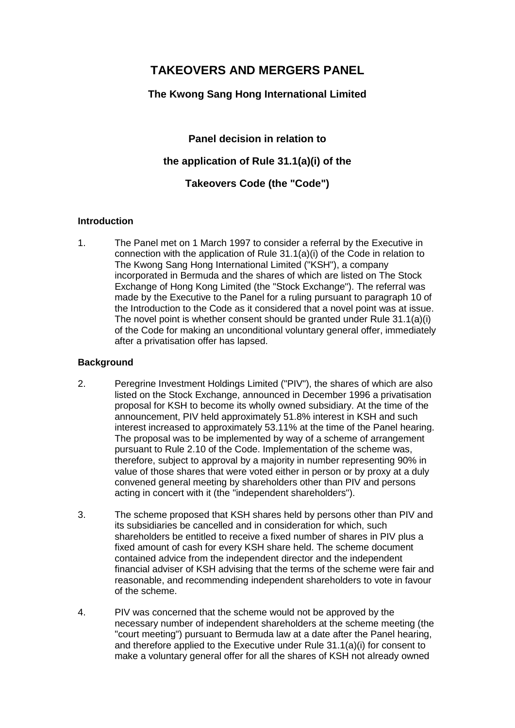# TAKEOVERS AND MERGERS PANEL

## The Kwong Sang Hong International Limited

### Panel decision in relation to

### the application of Rule 31.1(a)(i) of the

### Takeovers Code (the "Code")

**Introduction**

1. The Panel met on 1 March 1997 to consider a referral by the Executive in connection with the application of Rule 31.1(a)(i) of the Code in relation to The Kwong Sang Hong International Limited ("KSH"), a company incorporated in Bermuda and the shares of which are listed on The Stock Exchange of Hong Kong Limited (the "Stock Exchange"). The referral was made by the Executive to the Panel for a ruling pursuant to paragraph 10 of the Introduction to the Code as it considered that a novel point was at issue. The novel point is whether consent should be granted under Rule 31.1(a)(i) of the Code for making an unconditional voluntary general offer, immediately after a privatisation offer has lapsed.

**Background**

2. Peregrine Investment Holdings Limited ("PIV"), the shares of which are also listed on the Stock Exchange, announced in December 1996 a privatisation proposal for KSH to become its wholly owned subsidiary. At the time of the announcement, PIV held approximately 51.8% interest in KSH and such interest increased to approximately 53.11% at the time of the Panel hearing. The proposal was to be implemented by way of a scheme of arrangement pursuant to Rule 2.10 of the Code. Implementation of the scheme was, therefore, subject to approval by a majority in number representing 90% in value of those shares that were voted either in person or by proxy at a duly convened general meeting by shareholders other than PIV and persons acting in concert with it (the "independent shareholders").

3. The scheme proposed that KSH shares held by persons other than PIV and its subsidiaries be cancelled and in consideration for which, such shareholders be entitled to receive a fixed number of shares in PIV plus a fixed amount of cash for every KSH share held. The scheme document contained advice from the independent director and the independent financial adviser of KSH advising that the terms of the scheme were fair and reasonable, and recommending independent shareholders to vote in favour of the scheme.

4. PIV was concerned that the scheme would not be approved by the necessary number of independent shareholders at the scheme meeting (the "court meeting") pursuant to Bermuda law at a date after the Panel hearing, and therefore applied to the Executive under Rule 31.1(a)(i) for consent to make a voluntary general offer for all the shares of KSH not already owned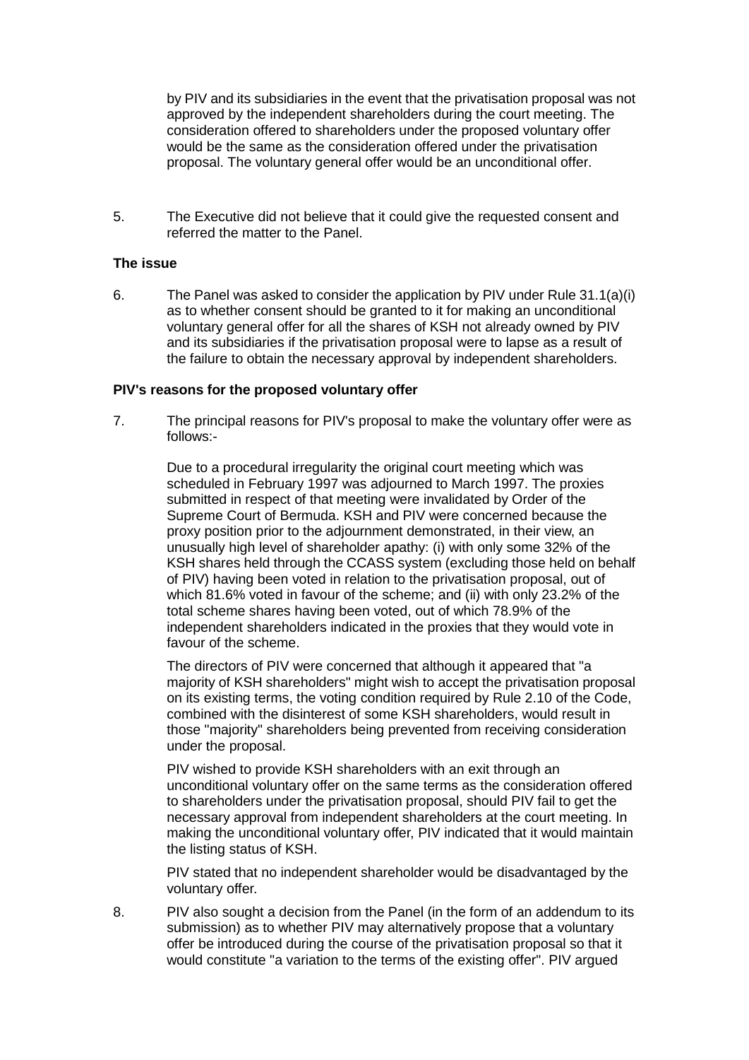by PIV and its subsidiaries in the event that the privatisation proposal was not approved by the independent shareholders during the court meeting. The consideration offered to shareholders under the proposed voluntary offer would be the same as the consideration offered under the privatisation proposal. The voluntary general offer would be an unconditional offer.

5. The Executive did not believe that it could give the requested consent and referred the matter to the Panel.

**The issue**

6. The Panel was asked to consider the application by PIV under Rule 31.1(a)(i) as to whether consent should be granted to it for making an unconditional voluntary general offer for all the shares of KSH not already owned by PIV and its subsidiaries if the privatisation proposal were to lapse as a result of the failure to obtain the necessary approval by independent shareholders.

**PIV's reasons for the proposed voluntary offer**

7. The principal reasons for PIV's proposal to make the voluntary offer were as follows:-

   Due to a procedural irregularity the original court meeting which was scheduled in February 1997 was adjourned to March 1997. The proxies submitted in respect of that meeting were invalidated by Order of the Supreme Court of Bermuda. KSH and PIV were concerned because the proxy position prior to the adjournment demonstrated, in their view, an unusually high level of shareholder apathy: (i) with only some 32% of the KSH shares held through the CCASS system (excluding those held on behalf of PIV) having been voted in relation to the privatisation proposal, out of which 81.6% voted in favour of the scheme; and (ii) with only 23.2% of the total scheme shares having been voted, out of which 78.9% of the independent shareholders indicated in the proxies that they would vote in favour of the scheme.

   The directors of PIV were concerned that although it appeared that "a majority of KSH shareholders" might wish to accept the privatisation proposal on its existing terms, the voting condition required by Rule 2.10 of the Code, combined with the disinterest of some KSH shareholders, would result in those "majority" shareholders being prevented from receiving consideration under the proposal.

   PIV wished to provide KSH shareholders with an exit through an unconditional voluntary offer on the same terms as the consideration offered to shareholders under the privatisation proposal, should PIV fail to get the necessary approval from independent shareholders at the court meeting. In making the unconditional voluntary offer, PIV indicated that it would maintain the listing status of KSH.

   PIV stated that no independent shareholder would be disadvantaged by the voluntary offer.

8. PIV also sought a decision from the Panel (in the form of an addendum to its submission) as to whether PIV may alternatively propose that a voluntary offer be introduced during the course of the privatisation proposal so that it would constitute "a variation to the terms of the existing offer". PIV argued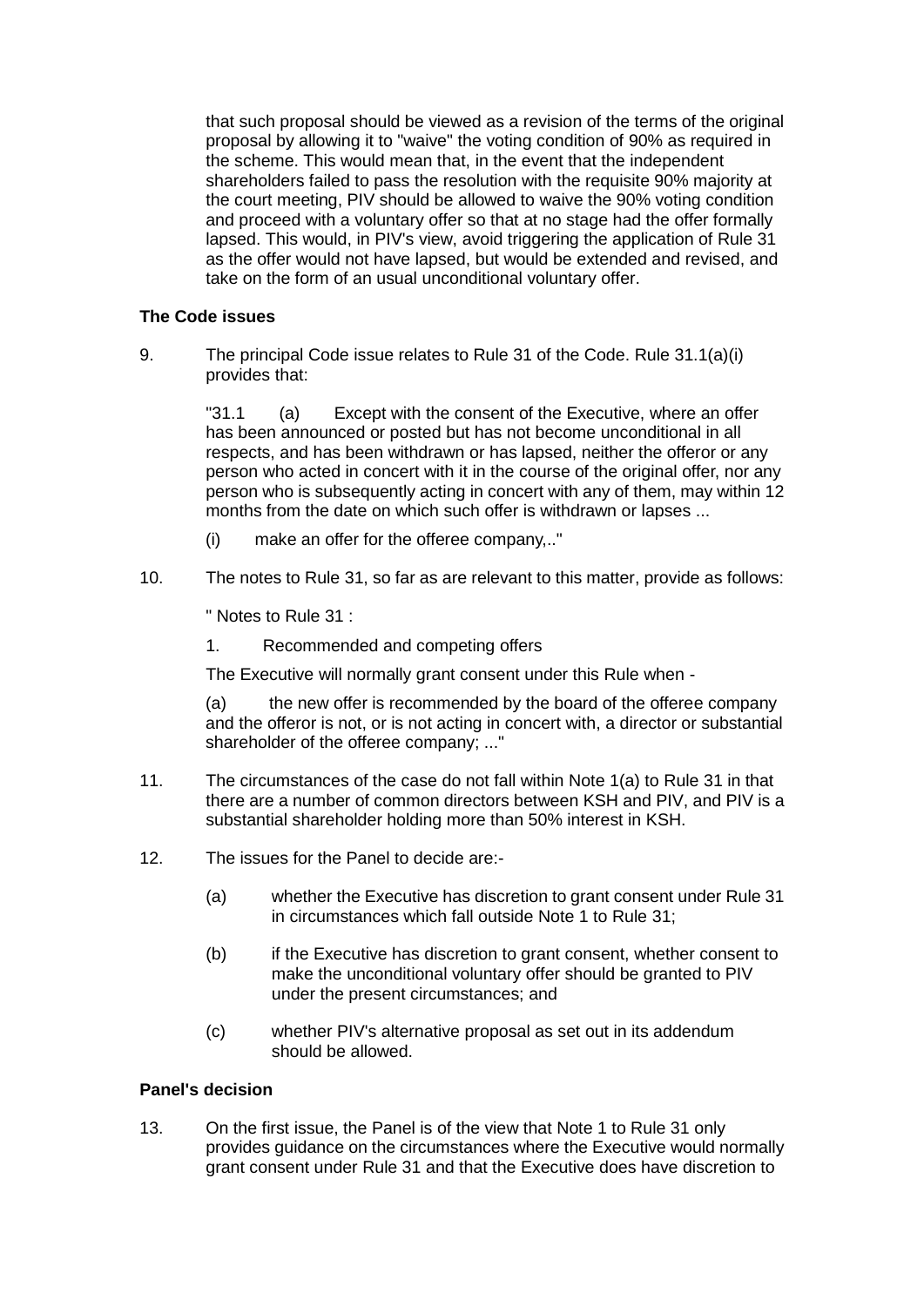that such proposal should be viewed as a revision of the terms of the original proposal by allowing it to "waive" the voting condition of 90% as required in the scheme. This would mean that, in the event that the independent shareholders failed to pass the resolution with the requisite 90% majority at the court meeting, PIV should be allowed to waive the 90% voting condition and proceed with a voluntary offer so that at no stage had the offer formally lapsed. This would, in PIV's view, avoid triggering the application of Rule 31 as the offer would not have lapsed, but would be extended and revised, and take on the form of an usual unconditional voluntary offer.

**The Code issues**

9. The principal Code issue relates to Rule 31 of the Code. Rule 31.1(a)(i) provides that:

   "31.1 (a) Except with the consent of the Executive, where an offer has been announced or posted but has not become unconditional in all respects, and has been withdrawn or has lapsed, neither the offeror or any person who acted in concert with it in the course of the original offer, nor any person who is subsequently acting in concert with any of them, may within 12 months from the date on which such offer is withdrawn or lapses ...

   (i) make an offer for the offeree company,.."

10. The notes to Rule 31, so far as are relevant to this matter, provide as follows:

    " Notes to Rule 31 :

    1. Recommended and competing offers

    The Executive will normally grant consent under this Rule when -

    (a) the new offer is recommended by the board of the offeree company and the offeror is not, or is not acting in concert with, a director or substantial shareholder of the offeree company; ..."

11. The circumstances of the case do not fall within Note 1(a) to Rule 31 in that there are a number of common directors between KSH and PIV, and PIV is a substantial shareholder holding more than 50% interest in KSH.

12. The issues for the Panel to decide are:-

    (a) whether the Executive has discretion to grant consent under Rule 31 in circumstances which fall outside Note 1 to Rule 31;

    (b) if the Executive has discretion to grant consent, whether consent to make the unconditional voluntary offer should be granted to PIV under the present circumstances; and

    (c) whether PIV's alternative proposal as set out in its addendum should be allowed.

**Panel's decision**

13. On the first issue, the Panel is of the view that Note 1 to Rule 31 only provides guidance on the circumstances where the Executive would normally grant consent under Rule 31 and that the Executive does have discretion to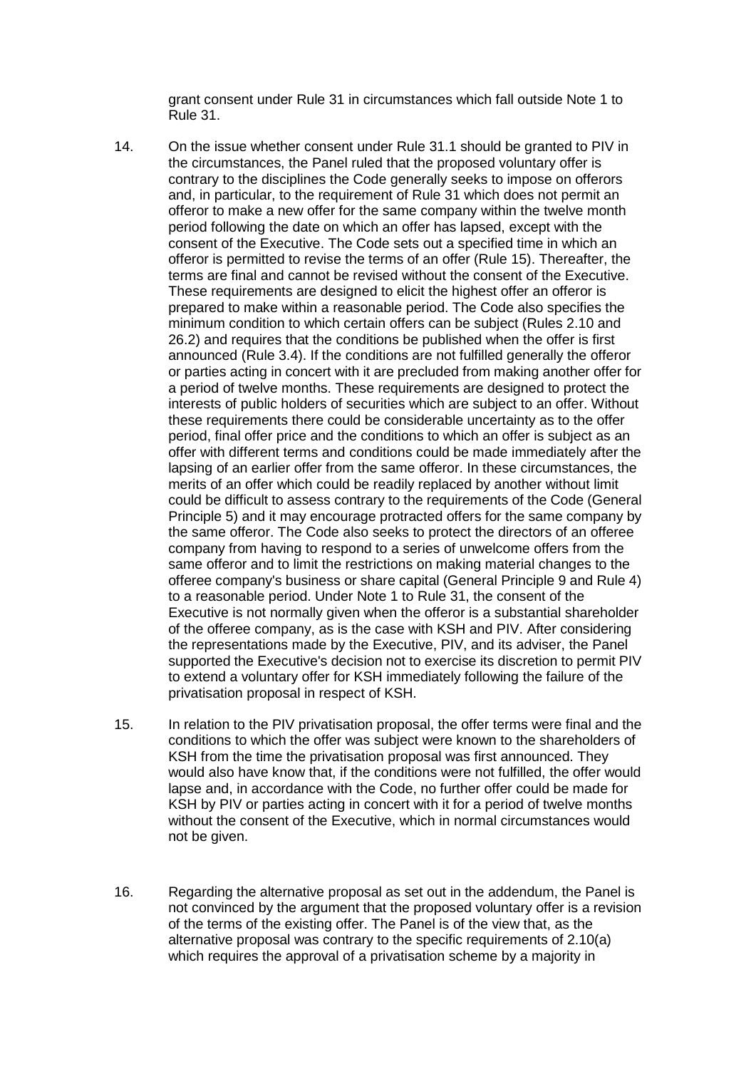grant consent under Rule 31 in circumstances which fall outside Note 1 to Rule 31.

14. On the issue whether consent under Rule 31.1 should be granted to PIV in the circumstances, the Panel ruled that the proposed voluntary offer is contrary to the disciplines the Code generally seeks to impose on offerors and, in particular, to the requirement of Rule 31 which does not permit an offeror to make a new offer for the same company within the twelve month period following the date on which an offer has lapsed, except with the consent of the Executive. The Code sets out a specified time in which an offeror is permitted to revise the terms of an offer (Rule 15). Thereafter, the terms are final and cannot be revised without the consent of the Executive. These requirements are designed to elicit the highest offer an offeror is prepared to make within a reasonable period. The Code also specifies the minimum condition to which certain offers can be subject (Rules 2.10 and 26.2) and requires that the conditions be published when the offer is first announced (Rule 3.4). If the conditions are not fulfilled generally the offeror or parties acting in concert with it are precluded from making another offer for a period of twelve months. These requirements are designed to protect the interests of public holders of securities which are subject to an offer. Without these requirements there could be considerable uncertainty as to the offer period, final offer price and the conditions to which an offer is subject as an offer with different terms and conditions could be made immediately after the lapsing of an earlier offer from the same offeror. In these circumstances, the merits of an offer which could be readily replaced by another without limit could be difficult to assess contrary to the requirements of the Code (General Principle 5) and it may encourage protracted offers for the same company by the same offeror. The Code also seeks to protect the directors of an offeree company from having to respond to a series of unwelcome offers from the same offeror and to limit the restrictions on making material changes to the offeree company's business or share capital (General Principle 9 and Rule 4) to a reasonable period. Under Note 1 to Rule 31, the consent of the Executive is not normally given when the offeror is a substantial shareholder of the offeree company, as is the case with KSH and PIV. After considering the representations made by the Executive, PIV, and its adviser, the Panel supported the Executive's decision not to exercise its discretion to permit PIV to extend a voluntary offer for KSH immediately following the failure of the privatisation proposal in respect of KSH.

15. In relation to the PIV privatisation proposal, the offer terms were final and the conditions to which the offer was subject were known to the shareholders of KSH from the time the privatisation proposal was first announced. They would also have know that, if the conditions were not fulfilled, the offer would lapse and, in accordance with the Code, no further offer could be made for KSH by PIV or parties acting in concert with it for a period of twelve months without the consent of the Executive, which in normal circumstances would not be given.

16. Regarding the alternative proposal as set out in the addendum, the Panel is not convinced by the argument that the proposed voluntary offer is a revision of the terms of the existing offer. The Panel is of the view that, as the alternative proposal was contrary to the specific requirements of 2.10(a) which requires the approval of a privatisation scheme by a majority in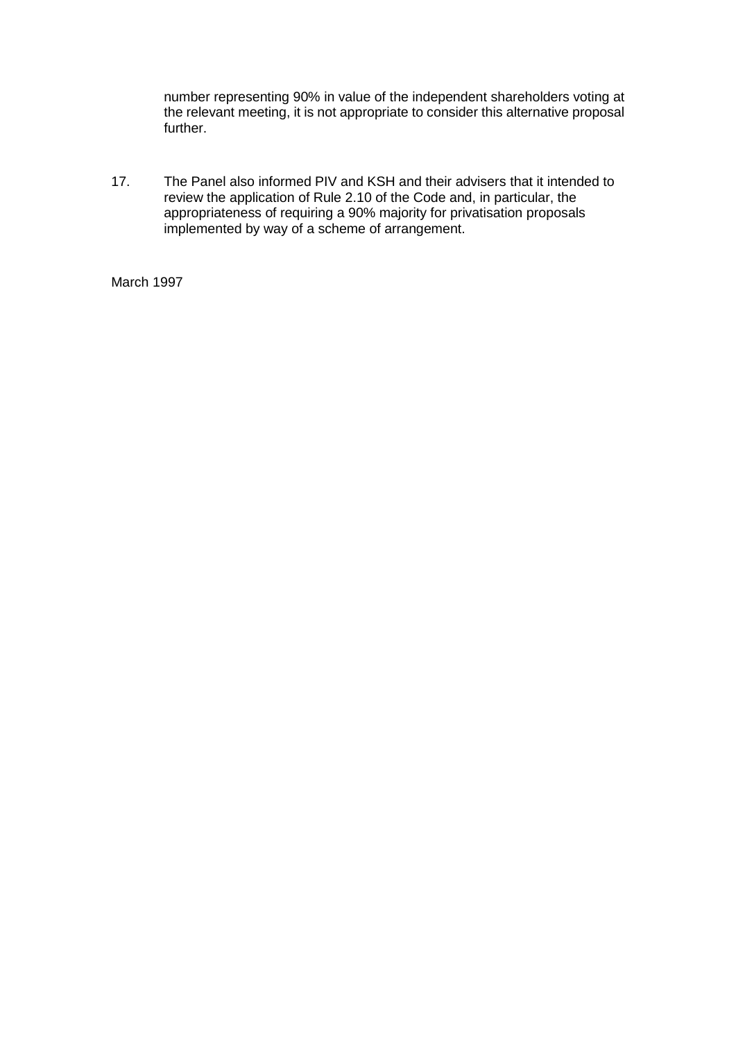number representing 90% in value of the independent shareholders voting at the relevant meeting, it is not appropriate to consider this alternative proposal further.

17. The Panel also informed PIV and KSH and their advisers that it intended to review the application of Rule 2.10 of the Code and, in particular, the appropriateness of requiring a 90% majority for privatisation proposals implemented by way of a scheme of arrangement.

March 1997